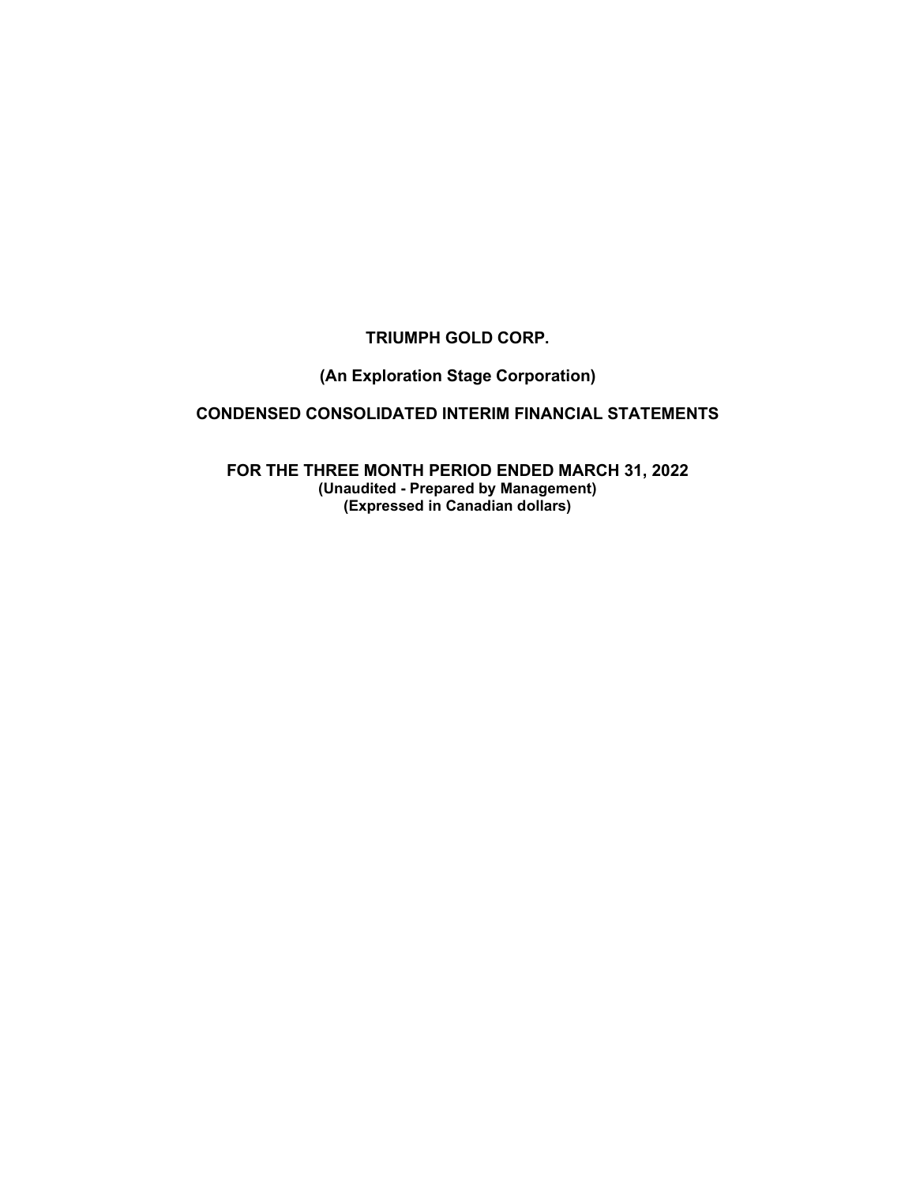# TRIUMPH GOLD CORP.

## (An Exploration Stage Corporation)

## CONDENSED CONSOLIDATED INTERIM FINANCIAL STATEMENTS

## FOR THE THREE MONTH PERIOD ENDED MARCH 31, 2022

**(Unaudited - Prepared by Management)**
**(Expressed in Canadian dollars)**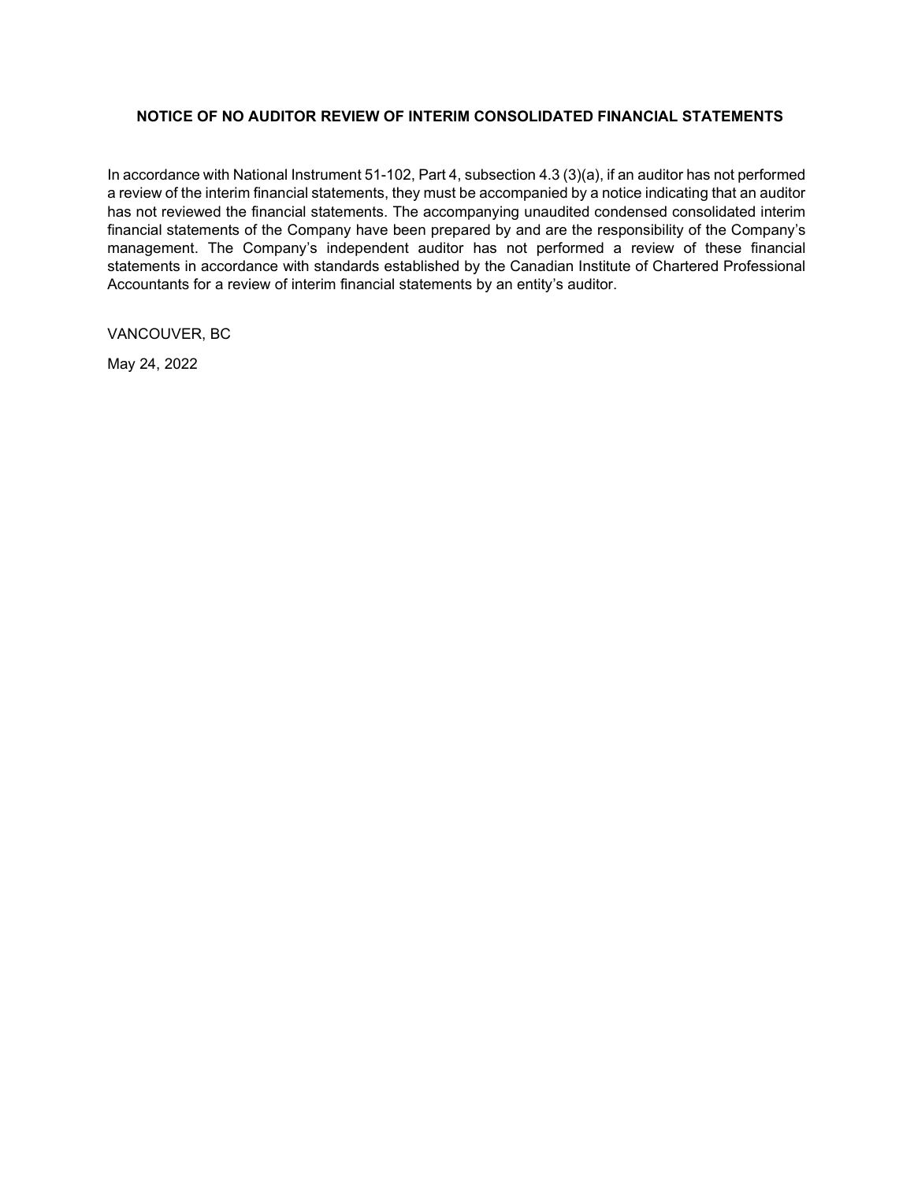**NOTICE OF NO AUDITOR REVIEW OF INTERIM CONSOLIDATED FINANCIAL STATEMENTS**

In accordance with National Instrument 51-102, Part 4, subsection 4.3 (3)(a), if an auditor has not performed a review of the interim financial statements, they must be accompanied by a notice indicating that an auditor has not reviewed the financial statements. The accompanying unaudited condensed consolidated interim financial statements of the Company have been prepared by and are the responsibility of the Company's management. The Company's independent auditor has not performed a review of these financial statements in accordance with standards established by the Canadian Institute of Chartered Professional Accountants for a review of interim financial statements by an entity's auditor.

VANCOUVER, BC

May 24, 2022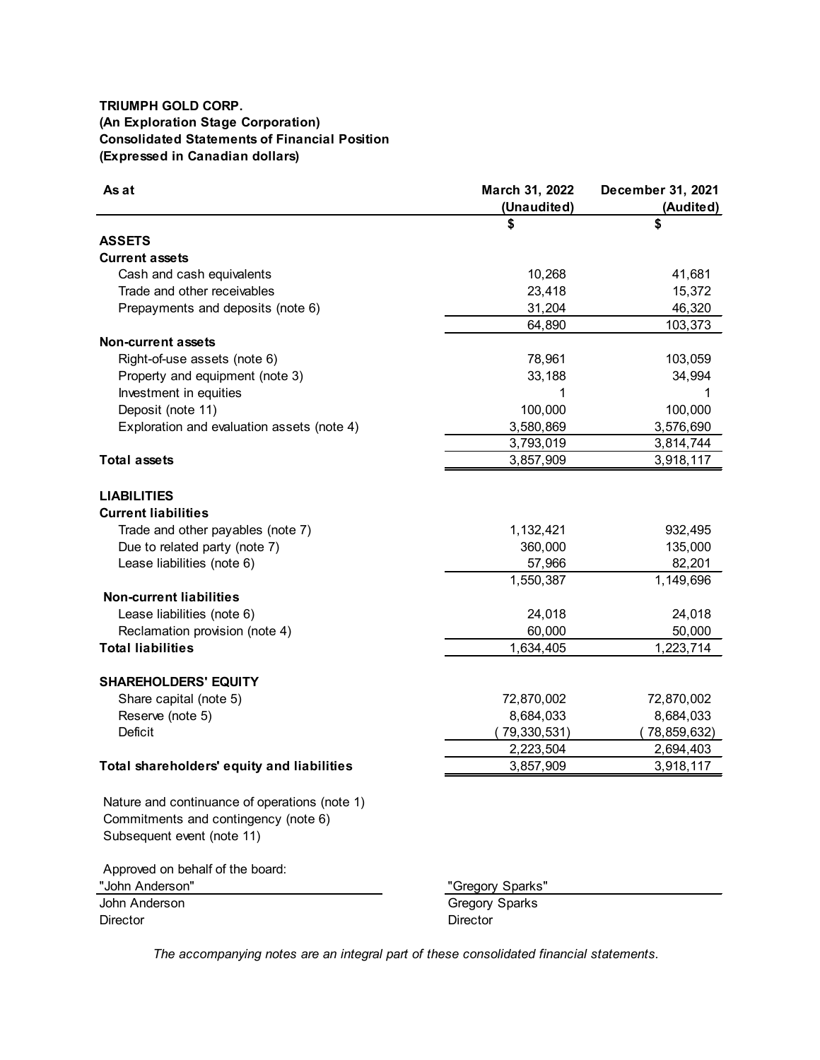**TRIUMPH GOLD CORP.**
**(An Exploration Stage Corporation)**
**Consolidated Statements of Financial Position**
**(Expressed in Canadian dollars)**

| As at | March 31, 2022 (Unaudited) | December 31, 2021 (Audited) |
|---|---|---|
| | $ | $ |
| **ASSETS** | | |
| **Current assets** | | |
| Cash and cash equivalents | 10,268 | 41,681 |
| Trade and other receivables | 23,418 | 15,372 |
| Prepayments and deposits (note 6) | 31,204 | 46,320 |
| | 64,890 | 103,373 |
| **Non-current assets** | | |
| Right-of-use assets (note 6) | 78,961 | 103,059 |
| Property and equipment (note 3) | 33,188 | 34,994 |
| Investment in equities | 1 | 1 |
| Deposit (note 11) | 100,000 | 100,000 |
| Exploration and evaluation assets (note 4) | 3,580,869 | 3,576,690 |
| | 3,793,019 | 3,814,744 |
| **Total assets** | 3,857,909 | 3,918,117 |
| | | |
| **LIABILITIES** | | |
| **Current liabilities** | | |
| Trade and other payables (note 7) | 1,132,421 | 932,495 |
| Due to related party (note 7) | 360,000 | 135,000 |
| Lease liabilities (note 6) | 57,966 | 82,201 |
| | 1,550,387 | 1,149,696 |
| **Non-current liabilities** | | |
| Lease liabilities (note 6) | 24,018 | 24,018 |
| Reclamation provision (note 4) | 60,000 | 50,000 |
| **Total liabilities** | 1,634,405 | 1,223,714 |
| | | |
| **SHAREHOLDERS' EQUITY** | | |
| Share capital (note 5) | 72,870,002 | 72,870,002 |
| Reserve (note 5) | 8,684,033 | 8,684,033 |
| Deficit | (79,330,531) | (78,859,632) |
| | 2,223,504 | 2,694,403 |
| **Total shareholders' equity and liabilities** | 3,857,909 | 3,918,117 |

Nature and continuance of operations (note 1)
Commitments and contingency (note 6)
Subsequent event (note 11)

Approved on behalf of the board:

| | |
|---|---|
| "John Anderson" | "Gregory Sparks" |
| John Anderson | Gregory Sparks |
| Director | Director |

*The accompanying notes are an integral part of these consolidated financial statements.*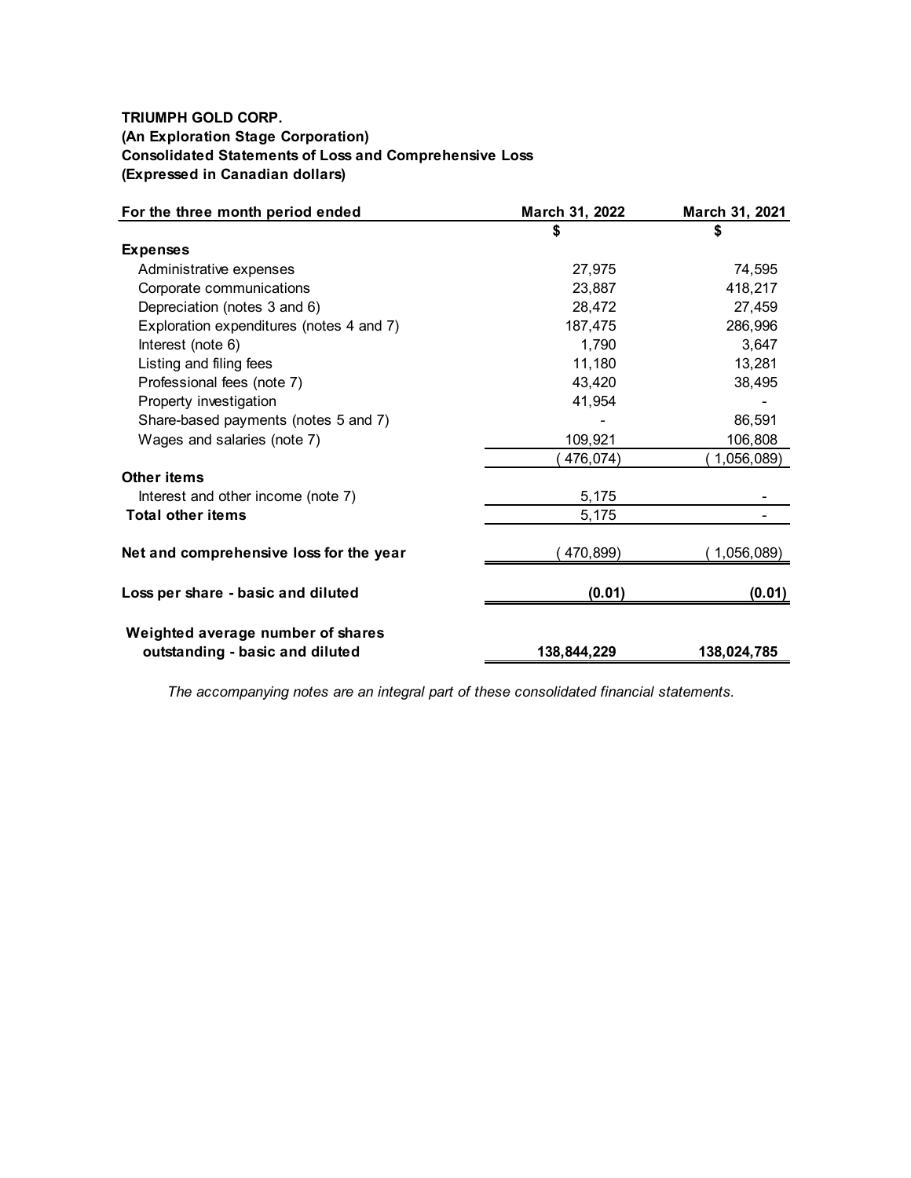**TRIUMPH GOLD CORP.**
**(An Exploration Stage Corporation)**
**Consolidated Statements of Loss and Comprehensive Loss**
**(Expressed in Canadian dollars)**

| For the three month period ended | March 31, 2022 | March 31, 2021 |
|---|---|---|
| | $ | $ |
| **Expenses** | | |
| Administrative expenses | 27,975 | 74,595 |
| Corporate communications | 23,887 | 418,217 |
| Depreciation (notes 3 and 6) | 28,472 | 27,459 |
| Exploration expenditures (notes 4 and 7) | 187,475 | 286,996 |
| Interest (note 6) | 1,790 | 3,647 |
| Listing and filing fees | 11,180 | 13,281 |
| Professional fees (note 7) | 43,420 | 38,495 |
| Property investigation | 41,954 | - |
| Share-based payments (notes 5 and 7) | - | 86,591 |
| Wages and salaries (note 7) | 109,921 | 106,808 |
| | ( 476,074) | ( 1,056,089) |
| **Other items** | | |
| Interest and other income (note 7) | 5,175 | - |
| **Total other items** | 5,175 | - |
| **Net and comprehensive loss for the year** | ( 470,899) | ( 1,056,089) |
| **Loss per share - basic and diluted** | **(0.01)** | **(0.01)** |
| **Weighted average number of shares outstanding - basic and diluted** | **138,844,229** | **138,024,785** |

*The accompanying notes are an integral part of these consolidated financial statements.*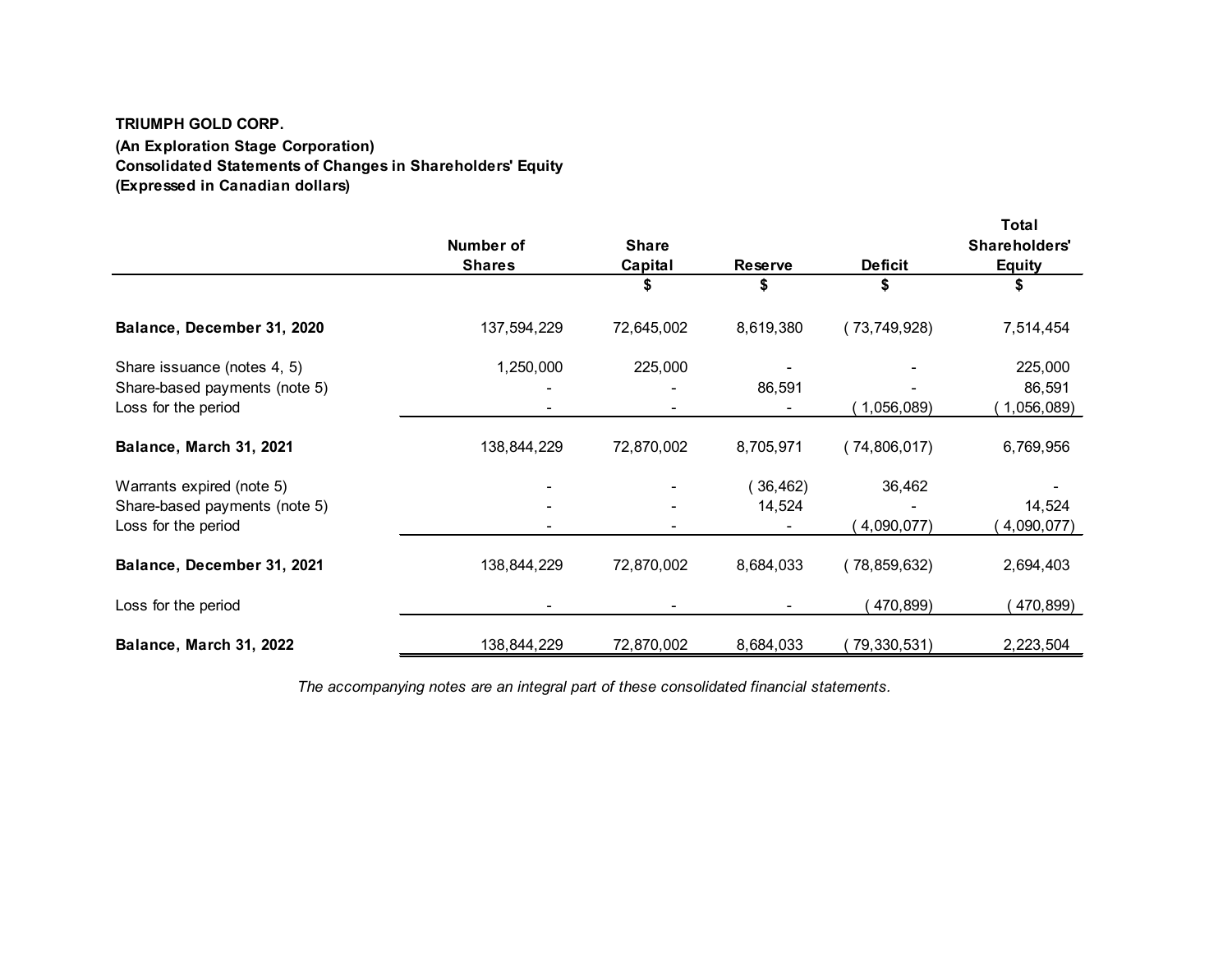**TRIUMPH GOLD CORP.**

**(An Exploration Stage Corporation)**

**Consolidated Statements of Changes in Shareholders' Equity**

**(Expressed in Canadian dollars)**

| | Number of Shares | Share Capital | Reserve | Deficit | Total Shareholders' Equity |
|---|---|---|---|---|---|
| | | $ | $ | $ | $ |
| **Balance, December 31, 2020** | 137,594,229 | 72,645,002 | 8,619,380 | ( 73,749,928) | 7,514,454 |
| Share issuance (notes 4, 5) | 1,250,000 | 225,000 | - | - | 225,000 |
| Share-based payments (note 5) | - | - | 86,591 | - | 86,591 |
| Loss for the period | - | - | - | ( 1,056,089) | ( 1,056,089) |
| **Balance, March 31, 2021** | 138,844,229 | 72,870,002 | 8,705,971 | ( 74,806,017) | 6,769,956 |
| Warrants expired (note 5) | - | - | ( 36,462) | 36,462 | - |
| Share-based payments (note 5) | - | - | 14,524 | - | 14,524 |
| Loss for the period | - | - | - | ( 4,090,077) | ( 4,090,077) |
| **Balance, December 31, 2021** | 138,844,229 | 72,870,002 | 8,684,033 | ( 78,859,632) | 2,694,403 |
| Loss for the period | - | - | - | ( 470,899) | ( 470,899) |
| **Balance, March 31, 2022** | 138,844,229 | 72,870,002 | 8,684,033 | ( 79,330,531) | 2,223,504 |

*The accompanying notes are an integral part of these consolidated financial statements.*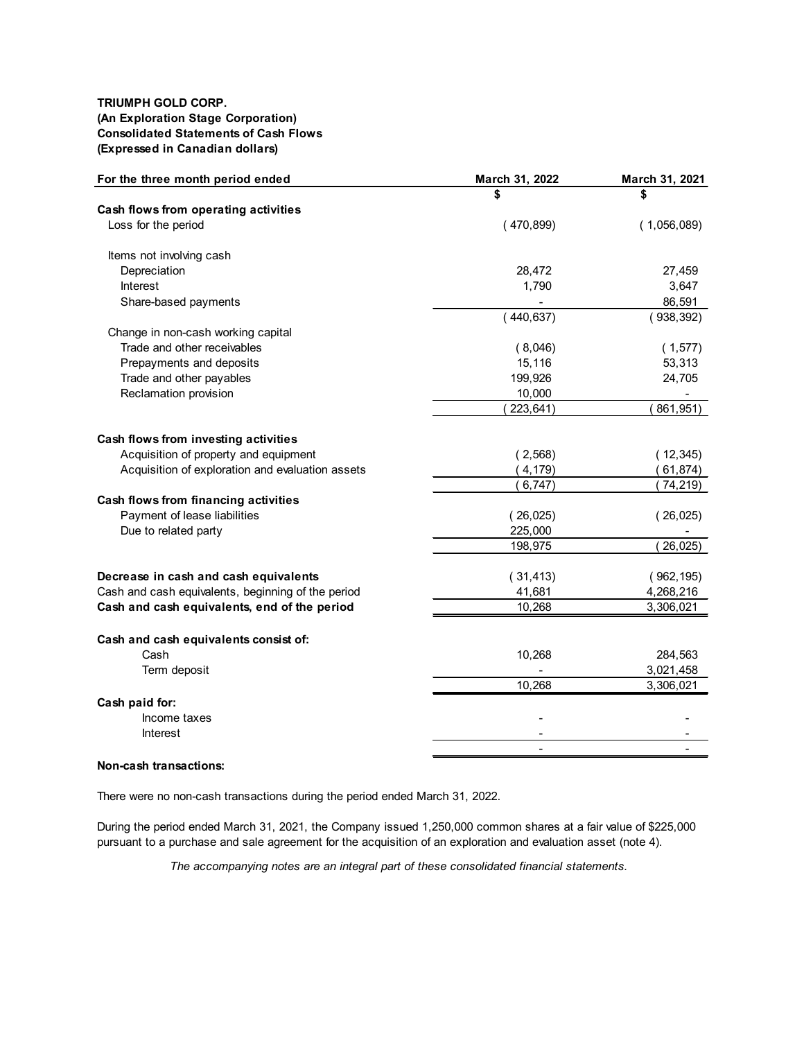**TRIUMPH GOLD CORP.**
**(An Exploration Stage Corporation)**
**Consolidated Statements of Cash Flows**
**(Expressed in Canadian dollars)**

| For the three month period ended | March 31, 2022 | March 31, 2021 |
|---|---|---|
| | $ | $ |
| **Cash flows from operating activities** | | |
| Loss for the period | ( 470,899) | ( 1,056,089) |
| | | |
| Items not involving cash | | |
| Depreciation | 28,472 | 27,459 |
| Interest | 1,790 | 3,647 |
| Share-based payments | - | 86,591 |
| | ( 440,637) | ( 938,392) |
| Change in non-cash working capital | | |
| Trade and other receivables | ( 8,046) | ( 1,577) |
| Prepayments and deposits | 15,116 | 53,313 |
| Trade and other payables | 199,926 | 24,705 |
| Reclamation provision | 10,000 | - |
| | ( 223,641) | ( 861,951) |
| | | |
| **Cash flows from investing activities** | | |
| Acquisition of property and equipment | ( 2,568) | ( 12,345) |
| Acquisition of exploration and evaluation assets | ( 4,179) | ( 61,874) |
| | ( 6,747) | ( 74,219) |
| **Cash flows from financing activities** | | |
| Payment of lease liabilities | ( 26,025) | ( 26,025) |
| Due to related party | 225,000 | - |
| | 198,975 | ( 26,025) |
| | | |
| **Decrease in cash and cash equivalents** | ( 31,413) | ( 962,195) |
| Cash and cash equivalents, beginning of the period | 41,681 | 4,268,216 |
| **Cash and cash equivalents, end of the period** | 10,268 | 3,306,021 |
| | | |
| **Cash and cash equivalents consist of:** | | |
| Cash | 10,268 | 284,563 |
| Term deposit | - | 3,021,458 |
| | 10,268 | 3,306,021 |
| **Cash paid for:** | | |
| Income taxes | - | - |
| Interest | - | - |
| | - | - |

**Non-cash transactions:**

There were no non-cash transactions during the period ended March 31, 2022.

During the period ended March 31, 2021, the Company issued 1,250,000 common shares at a fair value of $225,000 pursuant to a purchase and sale agreement for the acquisition of an exploration and evaluation asset (note 4).

*The accompanying notes are an integral part of these consolidated financial statements.*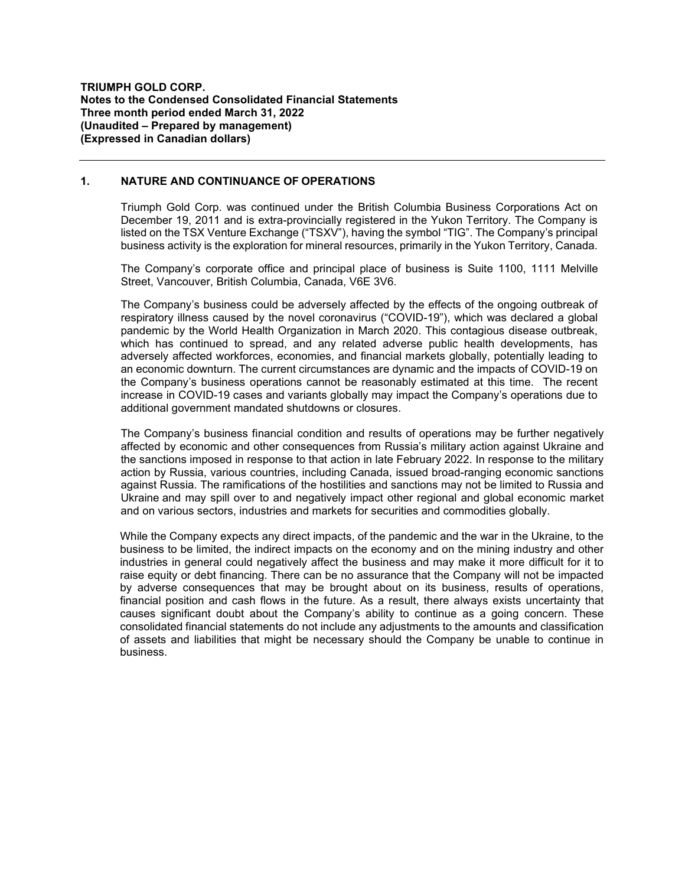## 1. NATURE AND CONTINUANCE OF OPERATIONS

Triumph Gold Corp. was continued under the British Columbia Business Corporations Act on December 19, 2011 and is extra-provincially registered in the Yukon Territory. The Company is listed on the TSX Venture Exchange ("TSXV"), having the symbol "TIG". The Company's principal business activity is the exploration for mineral resources, primarily in the Yukon Territory, Canada.

The Company's corporate office and principal place of business is Suite 1100, 1111 Melville Street, Vancouver, British Columbia, Canada, V6E 3V6.

The Company's business could be adversely affected by the effects of the ongoing outbreak of respiratory illness caused by the novel coronavirus ("COVID-19"), which was declared a global pandemic by the World Health Organization in March 2020. This contagious disease outbreak, which has continued to spread, and any related adverse public health developments, has adversely affected workforces, economies, and financial markets globally, potentially leading to an economic downturn. The current circumstances are dynamic and the impacts of COVID-19 on the Company's business operations cannot be reasonably estimated at this time. The recent increase in COVID-19 cases and variants globally may impact the Company's operations due to additional government mandated shutdowns or closures.

The Company's business financial condition and results of operations may be further negatively affected by economic and other consequences from Russia's military action against Ukraine and the sanctions imposed in response to that action in late February 2022. In response to the military action by Russia, various countries, including Canada, issued broad-ranging economic sanctions against Russia. The ramifications of the hostilities and sanctions may not be limited to Russia and Ukraine and may spill over to and negatively impact other regional and global economic market and on various sectors, industries and markets for securities and commodities globally.

While the Company expects any direct impacts, of the pandemic and the war in the Ukraine, to the business to be limited, the indirect impacts on the economy and on the mining industry and other industries in general could negatively affect the business and may make it more difficult for it to raise equity or debt financing. There can be no assurance that the Company will not be impacted by adverse consequences that may be brought about on its business, results of operations, financial position and cash flows in the future. As a result, there always exists uncertainty that causes significant doubt about the Company's ability to continue as a going concern. These consolidated financial statements do not include any adjustments to the amounts and classification of assets and liabilities that might be necessary should the Company be unable to continue in business.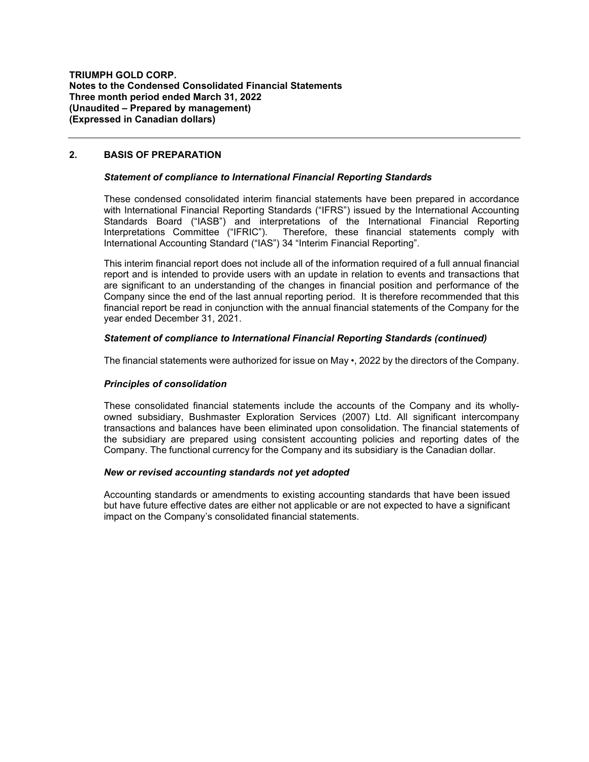## 2. BASIS OF PREPARATION

### *Statement of compliance to International Financial Reporting Standards*

These condensed consolidated interim financial statements have been prepared in accordance with International Financial Reporting Standards ("IFRS") issued by the International Accounting Standards Board ("IASB") and interpretations of the International Financial Reporting Interpretations Committee ("IFRIC"). Therefore, these financial statements comply with International Accounting Standard ("IAS") 34 "Interim Financial Reporting".

This interim financial report does not include all of the information required of a full annual financial report and is intended to provide users with an update in relation to events and transactions that are significant to an understanding of the changes in financial position and performance of the Company since the end of the last annual reporting period. It is therefore recommended that this financial report be read in conjunction with the annual financial statements of the Company for the year ended December 31, 2021.

### *Statement of compliance to International Financial Reporting Standards (continued)*

The financial statements were authorized for issue on May •, 2022 by the directors of the Company.

### *Principles of consolidation*

These consolidated financial statements include the accounts of the Company and its wholly-owned subsidiary, Bushmaster Exploration Services (2007) Ltd. All significant intercompany transactions and balances have been eliminated upon consolidation. The financial statements of the subsidiary are prepared using consistent accounting policies and reporting dates of the Company. The functional currency for the Company and its subsidiary is the Canadian dollar.

### *New or revised accounting standards not yet adopted*

Accounting standards or amendments to existing accounting standards that have been issued but have future effective dates are either not applicable or are not expected to have a significant impact on the Company's consolidated financial statements.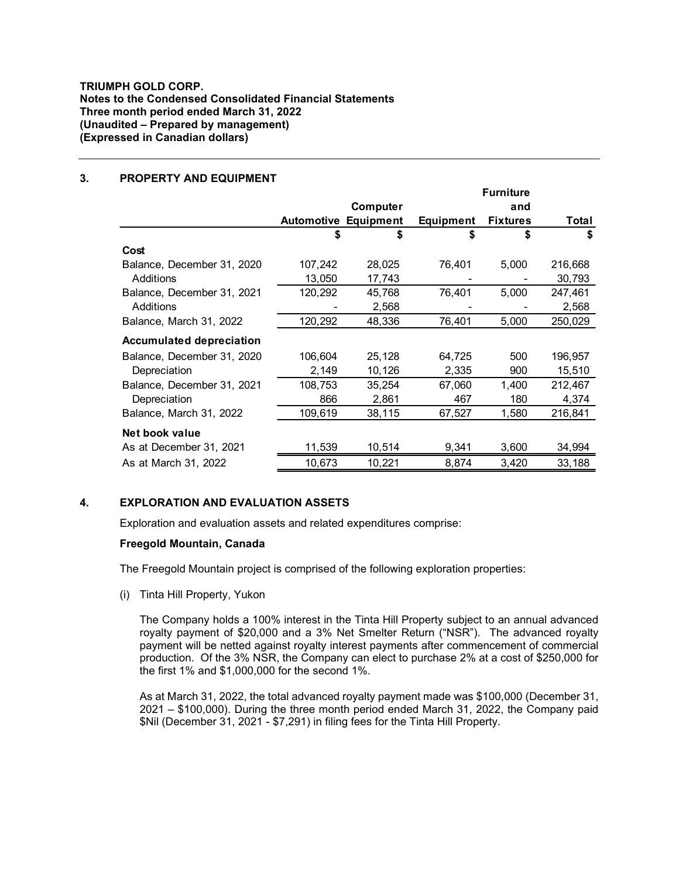**TRIUMPH GOLD CORP.**
**Notes to the Condensed Consolidated Financial Statements**
**Three month period ended March 31, 2022**
**(Unaudited – Prepared by management)**
**(Expressed in Canadian dollars)**

## 3. PROPERTY AND EQUIPMENT

| | Automotive | Computer Equipment | Equipment | Furniture and Fixtures | Total |
|---|---|---|---|---|---|
| | $ | $ | $ | $ | $ |
| **Cost** | | | | | |
| Balance, December 31, 2020 | 107,242 | 28,025 | 76,401 | 5,000 | 216,668 |
| Additions | 13,050 | 17,743 | - | - | 30,793 |
| Balance, December 31, 2021 | 120,292 | 45,768 | 76,401 | 5,000 | 247,461 |
| Additions | - | 2,568 | - | - | 2,568 |
| Balance, March 31, 2022 | 120,292 | 48,336 | 76,401 | 5,000 | 250,029 |
| **Accumulated depreciation** | | | | | |
| Balance, December 31, 2020 | 106,604 | 25,128 | 64,725 | 500 | 196,957 |
| Depreciation | 2,149 | 10,126 | 2,335 | 900 | 15,510 |
| Balance, December 31, 2021 | 108,753 | 35,254 | 67,060 | 1,400 | 212,467 |
| Depreciation | 866 | 2,861 | 467 | 180 | 4,374 |
| Balance, March 31, 2022 | 109,619 | 38,115 | 67,527 | 1,580 | 216,841 |
| **Net book value** | | | | | |
| As at December 31, 2021 | 11,539 | 10,514 | 9,341 | 3,600 | 34,994 |
| As at March 31, 2022 | 10,673 | 10,221 | 8,874 | 3,420 | 33,188 |

## 4. EXPLORATION AND EVALUATION ASSETS

Exploration and evaluation assets and related expenditures comprise:

**Freegold Mountain, Canada**

The Freegold Mountain project is comprised of the following exploration properties:

(i) Tinta Hill Property, Yukon

The Company holds a 100% interest in the Tinta Hill Property subject to an annual advanced royalty payment of $20,000 and a 3% Net Smelter Return ("NSR"). The advanced royalty payment will be netted against royalty interest payments after commencement of commercial production. Of the 3% NSR, the Company can elect to purchase 2% at a cost of $250,000 for the first 1% and $1,000,000 for the second 1%.

As at March 31, 2022, the total advanced royalty payment made was $100,000 (December 31, 2021 – $100,000). During the three month period ended March 31, 2022, the Company paid $Nil (December 31, 2021 - $7,291) in filing fees for the Tinta Hill Property.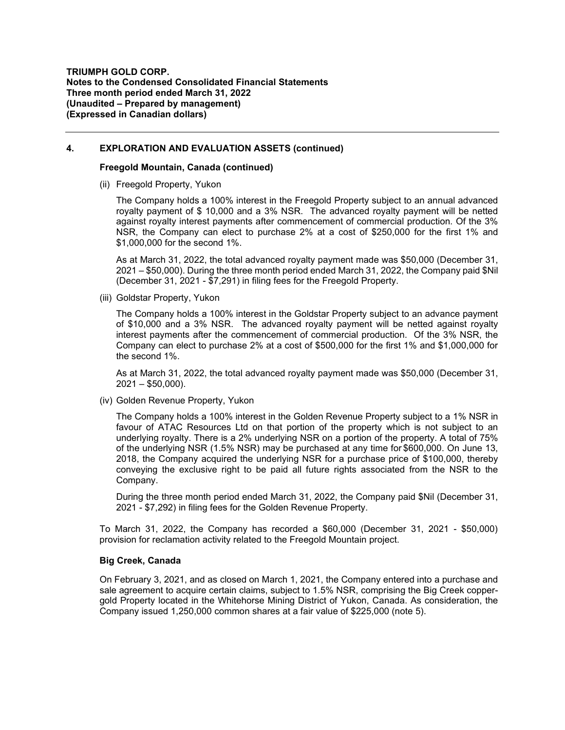**TRIUMPH GOLD CORP.**
**Notes to the Condensed Consolidated Financial Statements**
**Three month period ended March 31, 2022**
**(Unaudited – Prepared by management)**
**(Expressed in Canadian dollars)**

## 4. EXPLORATION AND EVALUATION ASSETS (continued)

### Freegold Mountain, Canada (continued)

(ii) Freegold Property, Yukon

The Company holds a 100% interest in the Freegold Property subject to an annual advanced royalty payment of $ 10,000 and a 3% NSR. The advanced royalty payment will be netted against royalty interest payments after commencement of commercial production. Of the 3% NSR, the Company can elect to purchase 2% at a cost of $250,000 for the first 1% and $1,000,000 for the second 1%.

As at March 31, 2022, the total advanced royalty payment made was $50,000 (December 31, 2021 – $50,000). During the three month period ended March 31, 2022, the Company paid $Nil (December 31, 2021 - $7,291) in filing fees for the Freegold Property.

(iii) Goldstar Property, Yukon

The Company holds a 100% interest in the Goldstar Property subject to an advance payment of $10,000 and a 3% NSR. The advanced royalty payment will be netted against royalty interest payments after the commencement of commercial production. Of the 3% NSR, the Company can elect to purchase 2% at a cost of $500,000 for the first 1% and $1,000,000 for the second 1%.

As at March 31, 2022, the total advanced royalty payment made was $50,000 (December 31, 2021 – $50,000).

(iv) Golden Revenue Property, Yukon

The Company holds a 100% interest in the Golden Revenue Property subject to a 1% NSR in favour of ATAC Resources Ltd on that portion of the property which is not subject to an underlying royalty. There is a 2% underlying NSR on a portion of the property. A total of 75% of the underlying NSR (1.5% NSR) may be purchased at any time for $600,000. On June 13, 2018, the Company acquired the underlying NSR for a purchase price of $100,000, thereby conveying the exclusive right to be paid all future rights associated from the NSR to the Company.

During the three month period ended March 31, 2022, the Company paid $Nil (December 31, 2021 - $7,292) in filing fees for the Golden Revenue Property.

To March 31, 2022, the Company has recorded a $60,000 (December 31, 2021 - $50,000) provision for reclamation activity related to the Freegold Mountain project.

### Big Creek, Canada

On February 3, 2021, and as closed on March 1, 2021, the Company entered into a purchase and sale agreement to acquire certain claims, subject to 1.5% NSR, comprising the Big Creek copper-gold Property located in the Whitehorse Mining District of Yukon, Canada. As consideration, the Company issued 1,250,000 common shares at a fair value of $225,000 (note 5).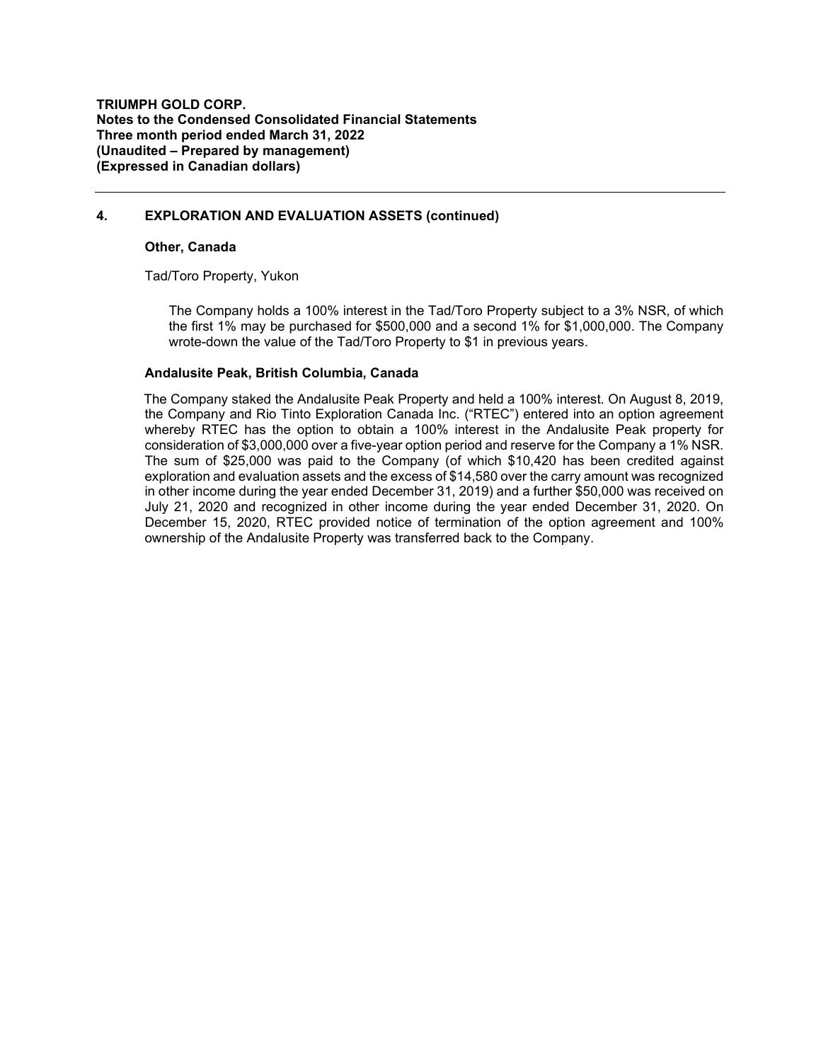## 4. EXPLORATION AND EVALUATION ASSETS (continued)

### Other, Canada

Tad/Toro Property, Yukon

The Company holds a 100% interest in the Tad/Toro Property subject to a 3% NSR, of which the first 1% may be purchased for $500,000 and a second 1% for $1,000,000. The Company wrote-down the value of the Tad/Toro Property to $1 in previous years.

### Andalusite Peak, British Columbia, Canada

The Company staked the Andalusite Peak Property and held a 100% interest. On August 8, 2019, the Company and Rio Tinto Exploration Canada Inc. ("RTEC") entered into an option agreement whereby RTEC has the option to obtain a 100% interest in the Andalusite Peak property for consideration of $3,000,000 over a five-year option period and reserve for the Company a 1% NSR. The sum of $25,000 was paid to the Company (of which $10,420 has been credited against exploration and evaluation assets and the excess of $14,580 over the carry amount was recognized in other income during the year ended December 31, 2019) and a further $50,000 was received on July 21, 2020 and recognized in other income during the year ended December 31, 2020. On December 15, 2020, RTEC provided notice of termination of the option agreement and 100% ownership of the Andalusite Property was transferred back to the Company.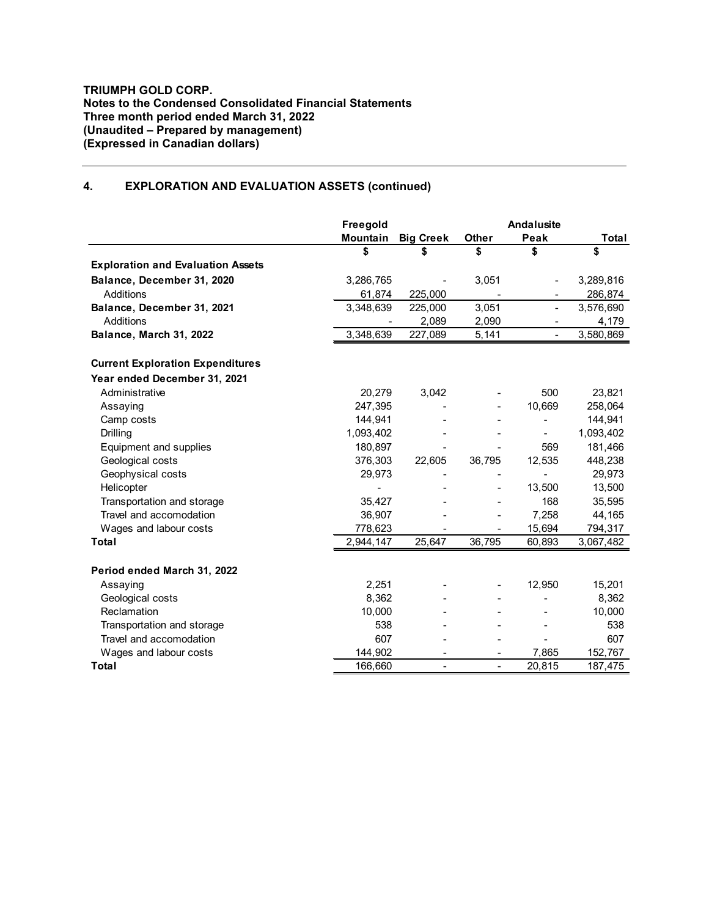**TRIUMPH GOLD CORP.**
**Notes to the Condensed Consolidated Financial Statements**
**Three month period ended March 31, 2022**
**(Unaudited – Prepared by management)**
**(Expressed in Canadian dollars)**

## 4. EXPLORATION AND EVALUATION ASSETS (continued)

| | Freegold Mountain | Big Creek | Other | Andalusite Peak | Total |
|---|---|---|---|---|---|
| | $ | $ | $ | $ | $ |
| **Exploration and Evaluation Assets** | | | | | |
| **Balance, December 31, 2020** | 3,286,765 | - | 3,051 | - | 3,289,816 |
| Additions | 61,874 | 225,000 | - | - | 286,874 |
| **Balance, December 31, 2021** | 3,348,639 | 225,000 | 3,051 | - | 3,576,690 |
| Additions | - | 2,089 | 2,090 | - | 4,179 |
| **Balance, March 31, 2022** | 3,348,639 | 227,089 | 5,141 | - | 3,580,869 |
| | | | | | |
| **Current Exploration Expenditures** | | | | | |
| **Year ended December 31, 2021** | | | | | |
| Administrative | 20,279 | 3,042 | - | 500 | 23,821 |
| Assaying | 247,395 | - | - | 10,669 | 258,064 |
| Camp costs | 144,941 | - | - | - | 144,941 |
| Drilling | 1,093,402 | - | - | - | 1,093,402 |
| Equipment and supplies | 180,897 | - | - | 569 | 181,466 |
| Geological costs | 376,303 | 22,605 | 36,795 | 12,535 | 448,238 |
| Geophysical costs | 29,973 | - | - | - | 29,973 |
| Helicopter | - | - | - | 13,500 | 13,500 |
| Transportation and storage | 35,427 | - | - | 168 | 35,595 |
| Travel and accomodation | 36,907 | - | - | 7,258 | 44,165 |
| Wages and labour costs | 778,623 | - | - | 15,694 | 794,317 |
| **Total** | 2,944,147 | 25,647 | 36,795 | 60,893 | 3,067,482 |
| | | | | | |
| **Period ended March 31, 2022** | | | | | |
| Assaying | 2,251 | - | - | 12,950 | 15,201 |
| Geological costs | 8,362 | - | - | - | 8,362 |
| Reclamation | 10,000 | - | - | - | 10,000 |
| Transportation and storage | 538 | - | - | - | 538 |
| Travel and accomodation | 607 | - | - | - | 607 |
| Wages and labour costs | 144,902 | - | - | 7,865 | 152,767 |
| **Total** | 166,660 | - | - | 20,815 | 187,475 |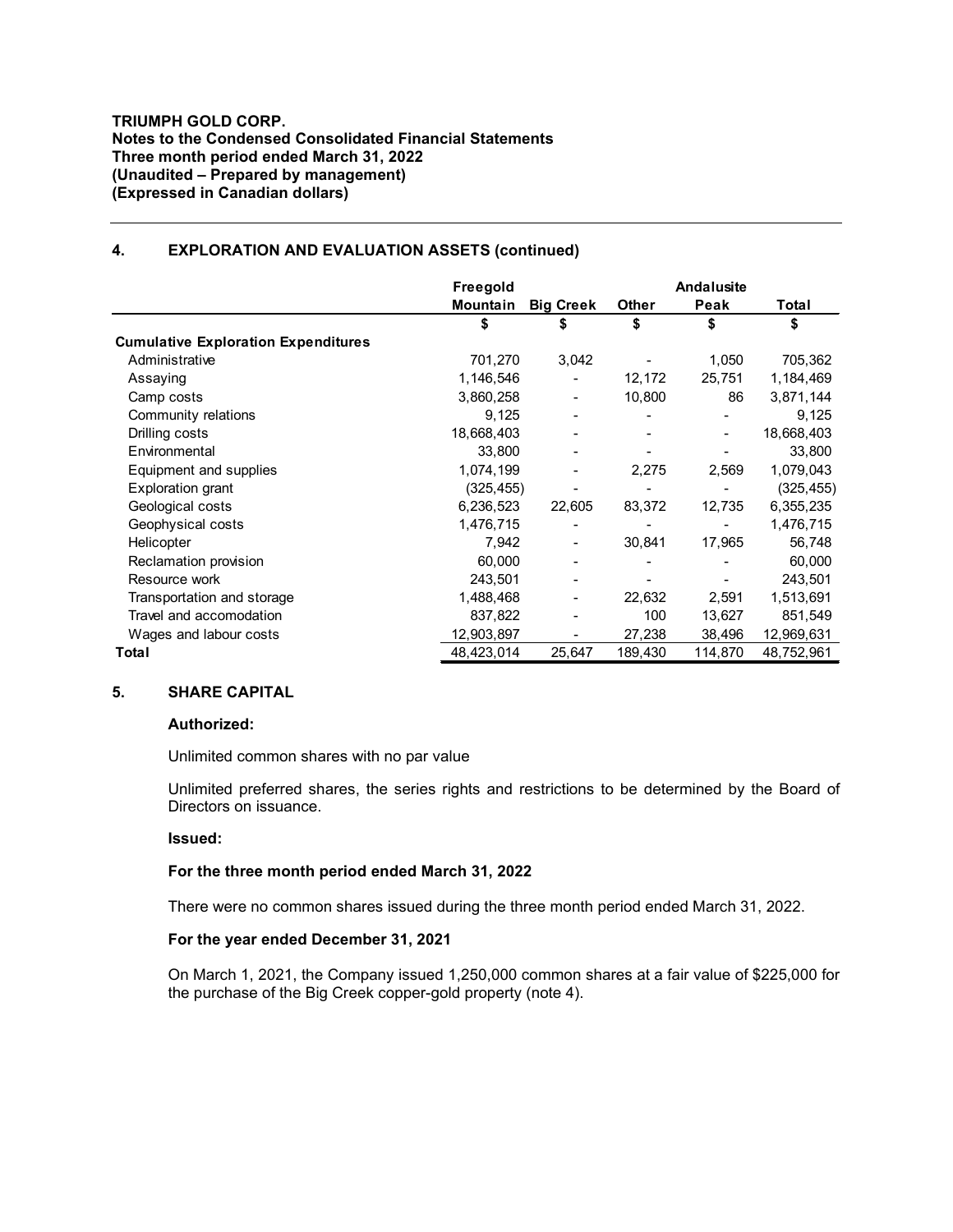**TRIUMPH GOLD CORP.**
**Notes to the Condensed Consolidated Financial Statements**
**Three month period ended March 31, 2022**
**(Unaudited – Prepared by management)**
**(Expressed in Canadian dollars)**

## 4. EXPLORATION AND EVALUATION ASSETS (continued)

| | Freegold Mountain | Big Creek | Other | Andalusite Peak | Total |
|---|---|---|---|---|---|
| | $ | $ | $ | $ | $ |
| **Cumulative Exploration Expenditures** | | | | | |
| Administrative | 701,270 | 3,042 | - | 1,050 | 705,362 |
| Assaying | 1,146,546 | - | 12,172 | 25,751 | 1,184,469 |
| Camp costs | 3,860,258 | - | 10,800 | 86 | 3,871,144 |
| Community relations | 9,125 | - | - | - | 9,125 |
| Drilling costs | 18,668,403 | - | - | - | 18,668,403 |
| Environmental | 33,800 | - | - | - | 33,800 |
| Equipment and supplies | 1,074,199 | - | 2,275 | 2,569 | 1,079,043 |
| Exploration grant | (325,455) | - | - | - | (325,455) |
| Geological costs | 6,236,523 | 22,605 | 83,372 | 12,735 | 6,355,235 |
| Geophysical costs | 1,476,715 | - | - | - | 1,476,715 |
| Helicopter | 7,942 | - | 30,841 | 17,965 | 56,748 |
| Reclamation provision | 60,000 | - | - | - | 60,000 |
| Resource work | 243,501 | - | - | - | 243,501 |
| Transportation and storage | 1,488,468 | - | 22,632 | 2,591 | 1,513,691 |
| Travel and accomodation | 837,822 | - | 100 | 13,627 | 851,549 |
| Wages and labour costs | 12,903,897 | - | 27,238 | 38,496 | 12,969,631 |
| **Total** | 48,423,014 | 25,647 | 189,430 | 114,870 | 48,752,961 |

## 5. SHARE CAPITAL

**Authorized:**

Unlimited common shares with no par value

Unlimited preferred shares, the series rights and restrictions to be determined by the Board of Directors on issuance.

**Issued:**

**For the three month period ended March 31, 2022**

There were no common shares issued during the three month period ended March 31, 2022.

**For the year ended December 31, 2021**

On March 1, 2021, the Company issued 1,250,000 common shares at a fair value of $225,000 for the purchase of the Big Creek copper-gold property (note 4).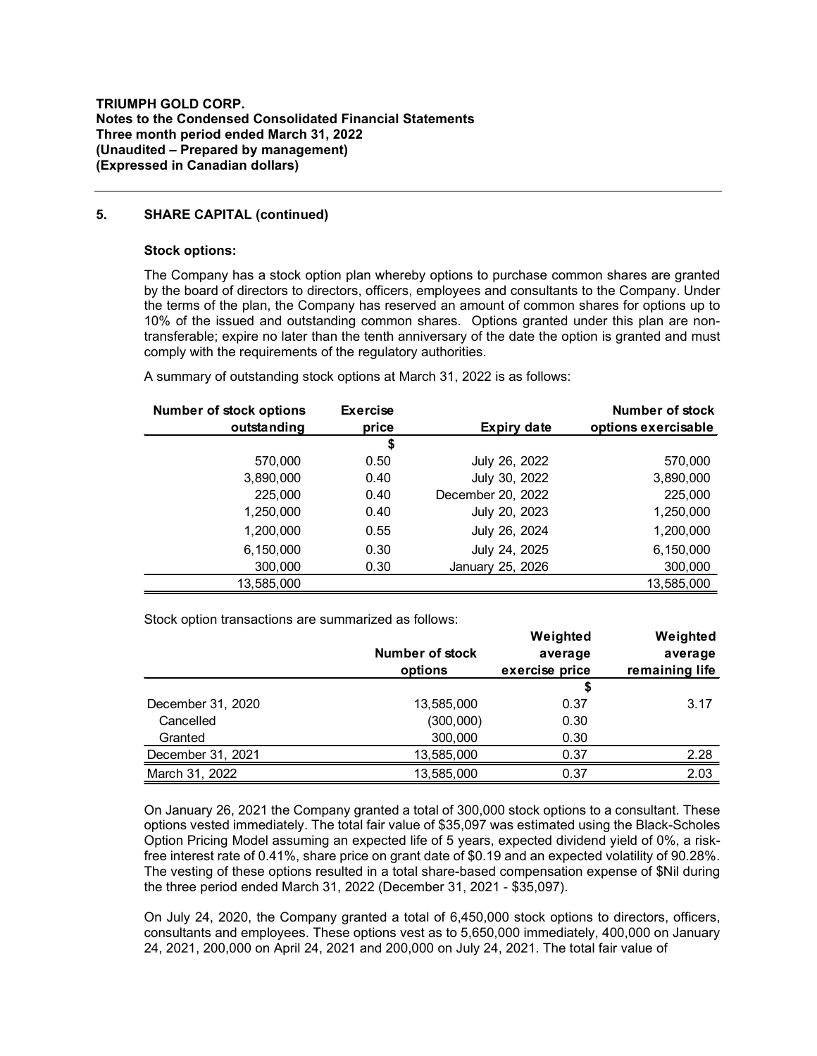**TRIUMPH GOLD CORP.**
**Notes to the Condensed Consolidated Financial Statements**
**Three month period ended March 31, 2022**
**(Unaudited – Prepared by management)**
**(Expressed in Canadian dollars)**

## 5. SHARE CAPITAL (continued)

### Stock options:

The Company has a stock option plan whereby options to purchase common shares are granted by the board of directors to directors, officers, employees and consultants to the Company. Under the terms of the plan, the Company has reserved an amount of common shares for options up to 10% of the issued and outstanding common shares. Options granted under this plan are non-transferable; expire no later than the tenth anniversary of the date the option is granted and must comply with the requirements of the regulatory authorities.

A summary of outstanding stock options at March 31, 2022 is as follows:

| Number of stock options outstanding | Exercise price | Expiry date | Number of stock options exercisable |
|---|---|---|---|
| | $ | | |
| 570,000 | 0.50 | July 26, 2022 | 570,000 |
| 3,890,000 | 0.40 | July 30, 2022 | 3,890,000 |
| 225,000 | 0.40 | December 20, 2022 | 225,000 |
| 1,250,000 | 0.40 | July 20, 2023 | 1,250,000 |
| 1,200,000 | 0.55 | July 26, 2024 | 1,200,000 |
| 6,150,000 | 0.30 | July 24, 2025 | 6,150,000 |
| 300,000 | 0.30 | January 25, 2026 | 300,000 |
| 13,585,000 | | | 13,585,000 |

Stock option transactions are summarized as follows:

| | Number of stock options | Weighted average exercise price | Weighted average remaining life |
|---|---|---|---|
| | | $ | |
| December 31, 2020 | 13,585,000 | 0.37 | 3.17 |
| Cancelled | (300,000) | 0.30 | |
| Granted | 300,000 | 0.30 | |
| December 31, 2021 | 13,585,000 | 0.37 | 2.28 |
| March 31, 2022 | 13,585,000 | 0.37 | 2.03 |

On January 26, 2021 the Company granted a total of 300,000 stock options to a consultant. These options vested immediately. The total fair value of $35,097 was estimated using the Black-Scholes Option Pricing Model assuming an expected life of 5 years, expected dividend yield of 0%, a risk-free interest rate of 0.41%, share price on grant date of $0.19 and an expected volatility of 90.28%. The vesting of these options resulted in a total share-based compensation expense of $Nil during the three period ended March 31, 2022 (December 31, 2021 - $35,097).

On July 24, 2020, the Company granted a total of 6,450,000 stock options to directors, officers, consultants and employees. These options vest as to 5,650,000 immediately, 400,000 on January 24, 2021, 200,000 on April 24, 2021 and 200,000 on July 24, 2021. The total fair value of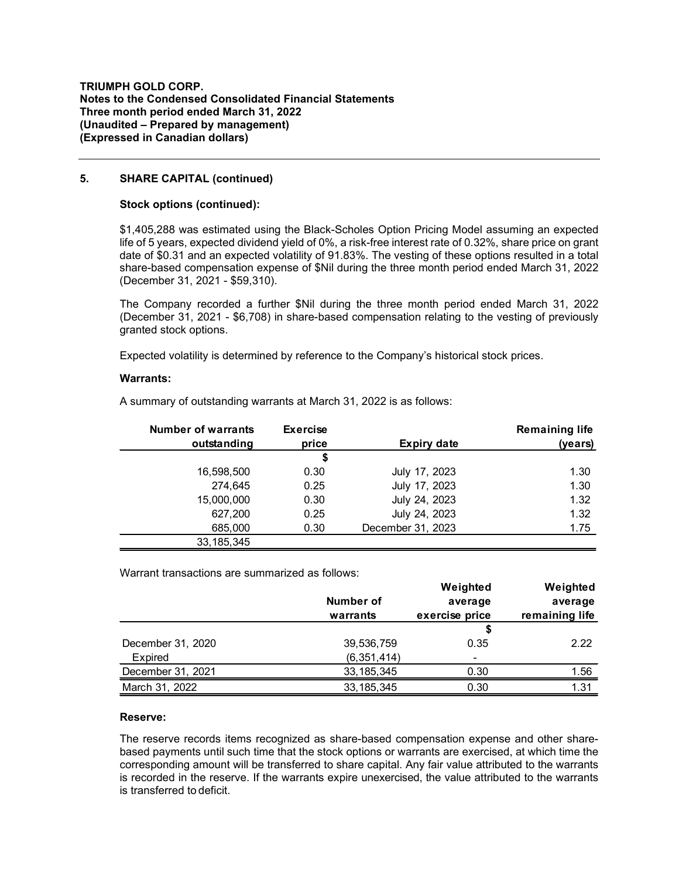**TRIUMPH GOLD CORP.**
**Notes to the Condensed Consolidated Financial Statements**
**Three month period ended March 31, 2022**
**(Unaudited – Prepared by management)**
**(Expressed in Canadian dollars)**

## 5. SHARE CAPITAL (continued)

### Stock options (continued):

$1,405,288 was estimated using the Black-Scholes Option Pricing Model assuming an expected life of 5 years, expected dividend yield of 0%, a risk-free interest rate of 0.32%, share price on grant date of $0.31 and an expected volatility of 91.83%. The vesting of these options resulted in a total share-based compensation expense of $Nil during the three month period ended March 31, 2022 (December 31, 2021 - $59,310).

The Company recorded a further $Nil during the three month period ended March 31, 2022 (December 31, 2021 - $6,708) in share-based compensation relating to the vesting of previously granted stock options.

Expected volatility is determined by reference to the Company's historical stock prices.

### Warrants:

A summary of outstanding warrants at March 31, 2022 is as follows:

| Number of warrants outstanding | Exercise price | Expiry date | Remaining life (years) |
|---|---|---|---|
| | $ | | |
| 16,598,500 | 0.30 | July 17, 2023 | 1.30 |
| 274,645 | 0.25 | July 17, 2023 | 1.30 |
| 15,000,000 | 0.30 | July 24, 2023 | 1.32 |
| 627,200 | 0.25 | July 24, 2023 | 1.32 |
| 685,000 | 0.30 | December 31, 2023 | 1.75 |
| 33,185,345 | | | |

Warrant transactions are summarized as follows:

| | Number of warrants | Weighted average exercise price | Weighted average remaining life |
|---|---|---|---|
| | | $ | |
| December 31, 2020 | 39,536,759 | 0.35 | 2.22 |
| Expired | (6,351,414) | - | |
| December 31, 2021 | 33,185,345 | 0.30 | 1.56 |
| March 31, 2022 | 33,185,345 | 0.30 | 1.31 |

### Reserve:

The reserve records items recognized as share-based compensation expense and other share-based payments until such time that the stock options or warrants are exercised, at which time the corresponding amount will be transferred to share capital. Any fair value attributed to the warrants is recorded in the reserve. If the warrants expire unexercised, the value attributed to the warrants is transferred to deficit.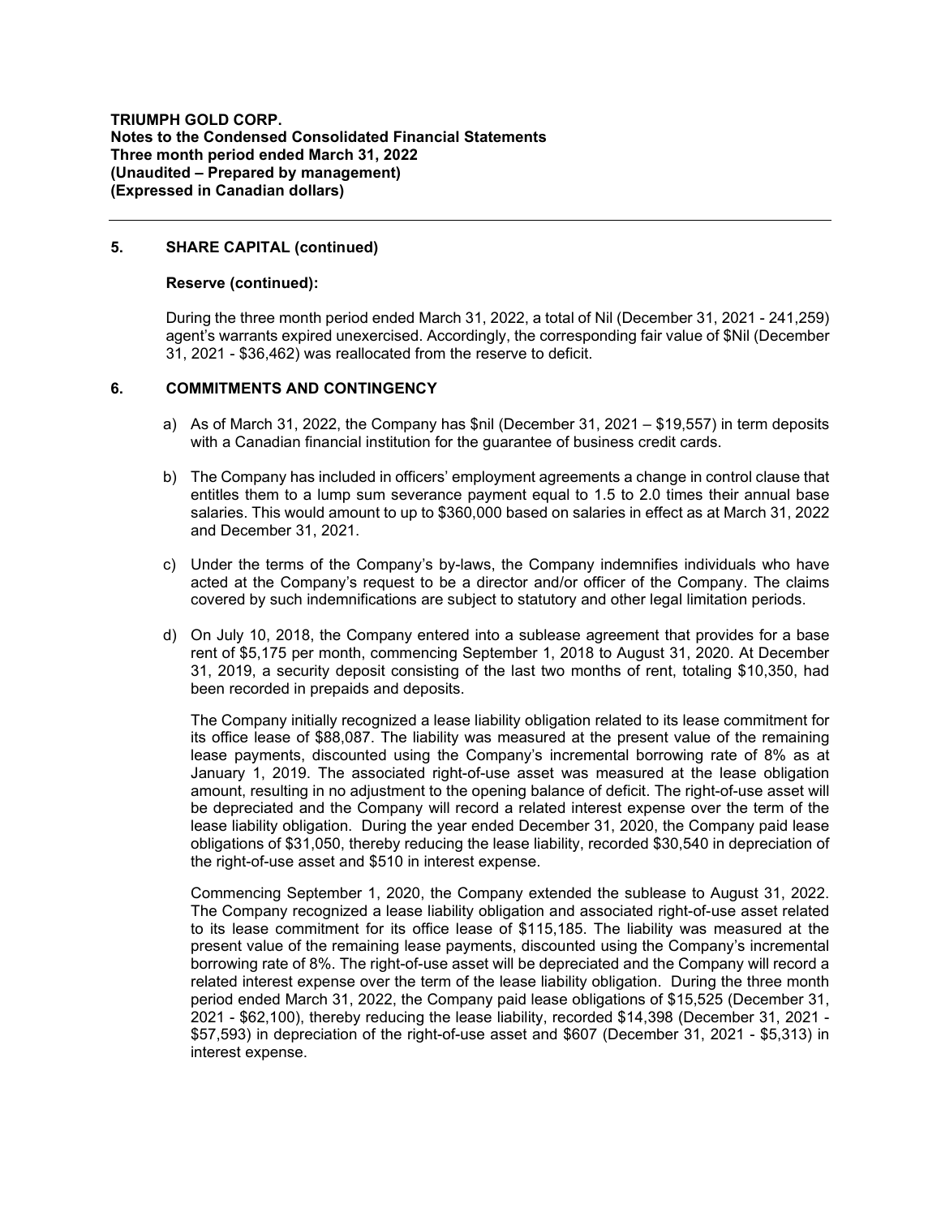### 5. SHARE CAPITAL (continued)

**Reserve (continued):**

During the three month period ended March 31, 2022, a total of Nil (December 31, 2021 - 241,259) agent's warrants expired unexercised. Accordingly, the corresponding fair value of $Nil (December 31, 2021 - $36,462) was reallocated from the reserve to deficit.

### 6. COMMITMENTS AND CONTINGENCY

a) As of March 31, 2022, the Company has $nil (December 31, 2021 – $19,557) in term deposits with a Canadian financial institution for the guarantee of business credit cards.

b) The Company has included in officers' employment agreements a change in control clause that entitles them to a lump sum severance payment equal to 1.5 to 2.0 times their annual base salaries. This would amount to up to $360,000 based on salaries in effect as at March 31, 2022 and December 31, 2021.

c) Under the terms of the Company's by-laws, the Company indemnifies individuals who have acted at the Company's request to be a director and/or officer of the Company. The claims covered by such indemnifications are subject to statutory and other legal limitation periods.

d) On July 10, 2018, the Company entered into a sublease agreement that provides for a base rent of $5,175 per month, commencing September 1, 2018 to August 31, 2020. At December 31, 2019, a security deposit consisting of the last two months of rent, totaling $10,350, had been recorded in prepaids and deposits.

   The Company initially recognized a lease liability obligation related to its lease commitment for its office lease of $88,087. The liability was measured at the present value of the remaining lease payments, discounted using the Company's incremental borrowing rate of 8% as at January 1, 2019. The associated right-of-use asset was measured at the lease obligation amount, resulting in no adjustment to the opening balance of deficit. The right-of-use asset will be depreciated and the Company will record a related interest expense over the term of the lease liability obligation. During the year ended December 31, 2020, the Company paid lease obligations of $31,050, thereby reducing the lease liability, recorded $30,540 in depreciation of the right-of-use asset and $510 in interest expense.

   Commencing September 1, 2020, the Company extended the sublease to August 31, 2022. The Company recognized a lease liability obligation and associated right-of-use asset related to its lease commitment for its office lease of $115,185. The liability was measured at the present value of the remaining lease payments, discounted using the Company's incremental borrowing rate of 8%. The right-of-use asset will be depreciated and the Company will record a related interest expense over the term of the lease liability obligation. During the three month period ended March 31, 2022, the Company paid lease obligations of $15,525 (December 31, 2021 - $62,100), thereby reducing the lease liability, recorded $14,398 (December 31, 2021 - $57,593) in depreciation of the right-of-use asset and $607 (December 31, 2021 - $5,313) in interest expense.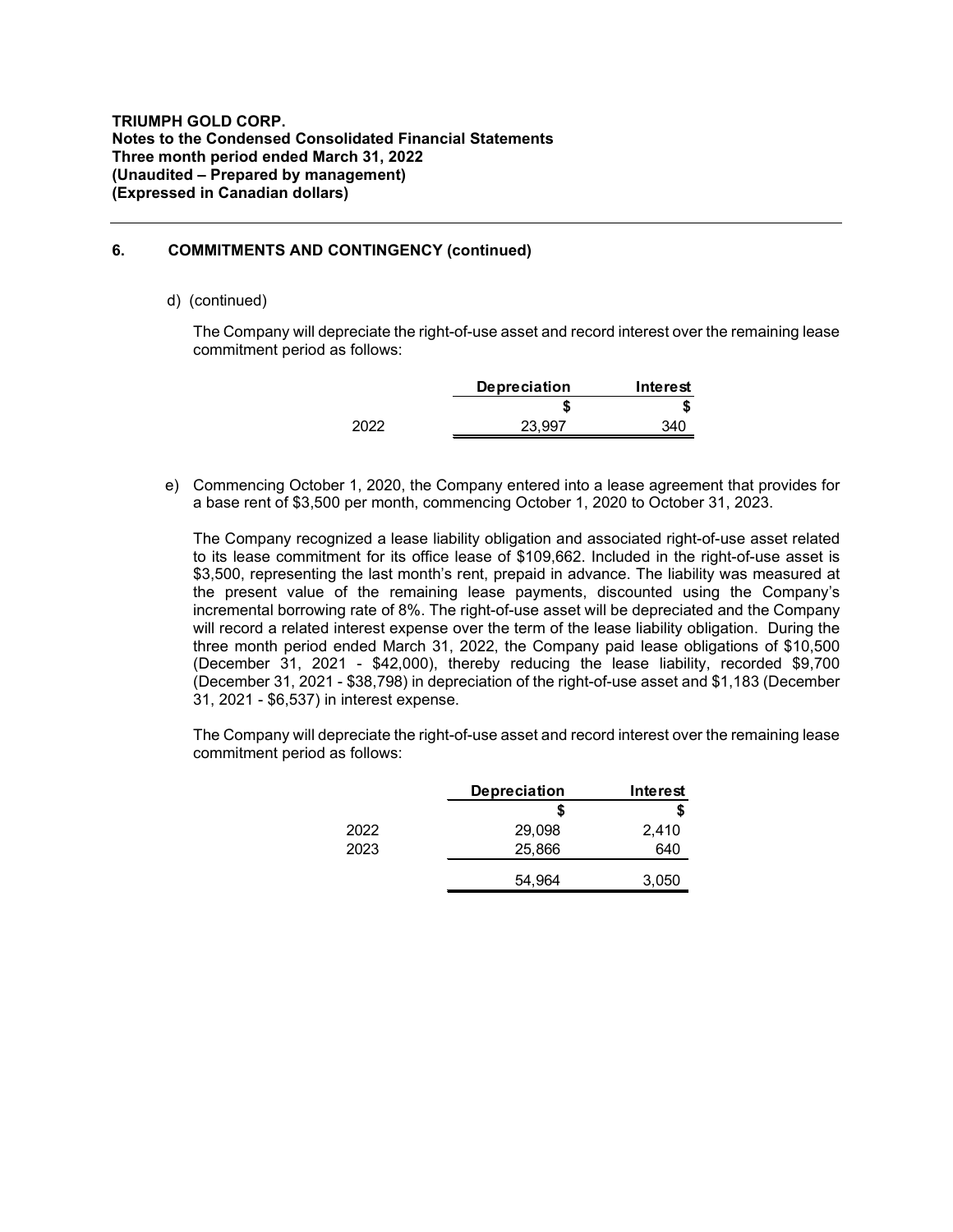**TRIUMPH GOLD CORP.**
**Notes to the Condensed Consolidated Financial Statements**
**Three month period ended March 31, 2022**
**(Unaudited – Prepared by management)**
**(Expressed in Canadian dollars)**

## 6. COMMITMENTS AND CONTINGENCY (continued)

d) (continued)

The Company will depreciate the right-of-use asset and record interest over the remaining lease commitment period as follows:

| | Depreciation | Interest |
|---|---|---|
| | $ | $ |
| 2022 | 23,997 | 340 |

e) Commencing October 1, 2020, the Company entered into a lease agreement that provides for a base rent of $3,500 per month, commencing October 1, 2020 to October 31, 2023.

The Company recognized a lease liability obligation and associated right-of-use asset related to its lease commitment for its office lease of $109,662. Included in the right-of-use asset is $3,500, representing the last month's rent, prepaid in advance. The liability was measured at the present value of the remaining lease payments, discounted using the Company's incremental borrowing rate of 8%. The right-of-use asset will be depreciated and the Company will record a related interest expense over the term of the lease liability obligation. During the three month period ended March 31, 2022, the Company paid lease obligations of $10,500 (December 31, 2021 - $42,000), thereby reducing the lease liability, recorded $9,700 (December 31, 2021 - $38,798) in depreciation of the right-of-use asset and $1,183 (December 31, 2021 - $6,537) in interest expense.

The Company will depreciate the right-of-use asset and record interest over the remaining lease commitment period as follows:

| | Depreciation | Interest |
|---|---|---|
| | $ | $ |
| 2022 | 29,098 | 2,410 |
| 2023 | 25,866 | 640 |
| | 54,964 | 3,050 |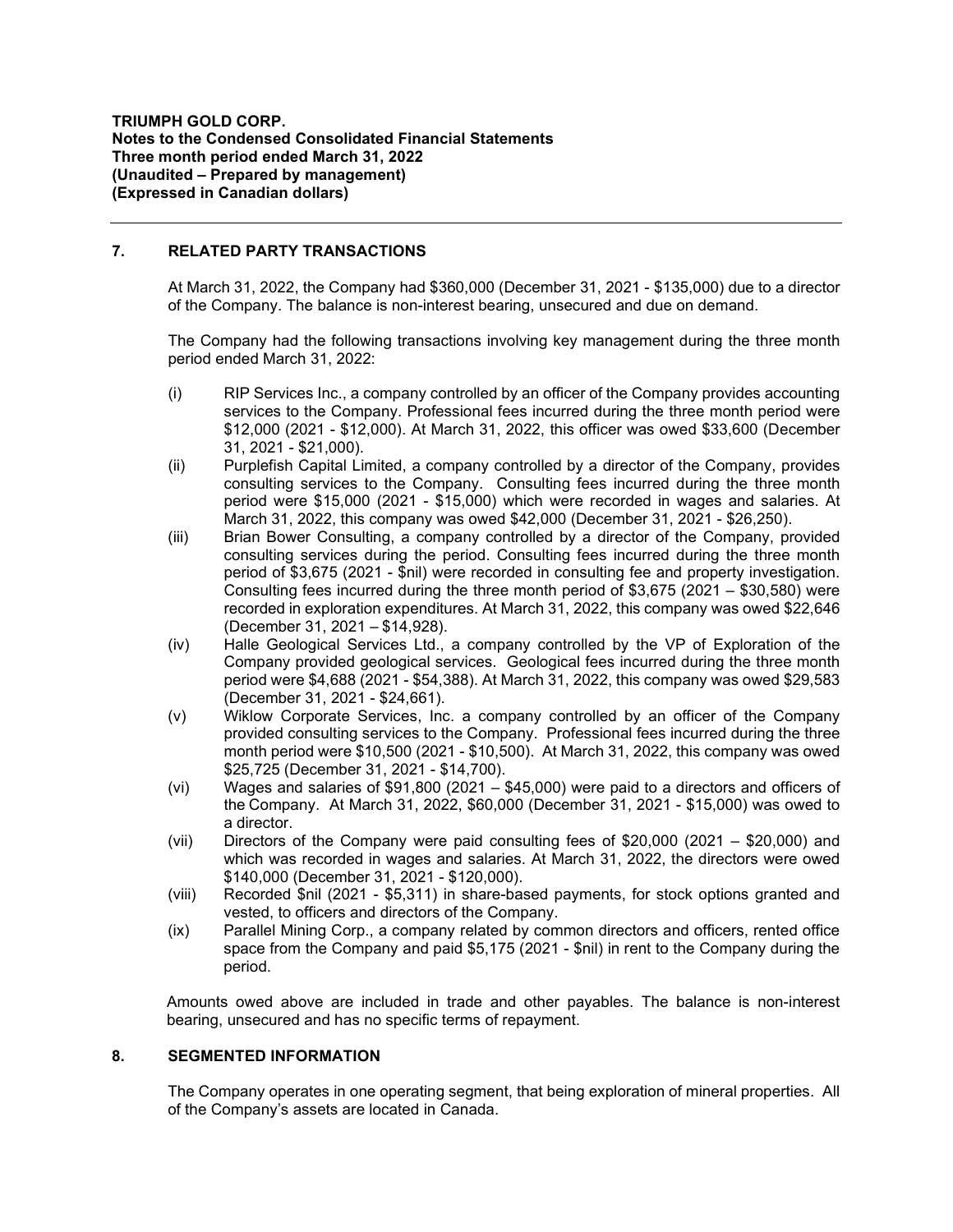## 7. RELATED PARTY TRANSACTIONS

At March 31, 2022, the Company had $360,000 (December 31, 2021 - $135,000) due to a director of the Company. The balance is non-interest bearing, unsecured and due on demand.

The Company had the following transactions involving key management during the three month period ended March 31, 2022:

(i) RIP Services Inc., a company controlled by an officer of the Company provides accounting services to the Company. Professional fees incurred during the three month period were $12,000 (2021 - $12,000). At March 31, 2022, this officer was owed $33,600 (December 31, 2021 - $21,000).

(ii) Purplefish Capital Limited, a company controlled by a director of the Company, provides consulting services to the Company. Consulting fees incurred during the three month period were $15,000 (2021 - $15,000) which were recorded in wages and salaries. At March 31, 2022, this company was owed $42,000 (December 31, 2021 - $26,250).

(iii) Brian Bower Consulting, a company controlled by a director of the Company, provided consulting services during the period. Consulting fees incurred during the three month period of $3,675 (2021 - $nil) were recorded in consulting fee and property investigation. Consulting fees incurred during the three month period of $3,675 (2021 – $30,580) were recorded in exploration expenditures. At March 31, 2022, this company was owed $22,646 (December 31, 2021 – $14,928).

(iv) Halle Geological Services Ltd., a company controlled by the VP of Exploration of the Company provided geological services. Geological fees incurred during the three month period were $4,688 (2021 - $54,388). At March 31, 2022, this company was owed $29,583 (December 31, 2021 - $24,661).

(v) Wiklow Corporate Services, Inc. a company controlled by an officer of the Company provided consulting services to the Company. Professional fees incurred during the three month period were $10,500 (2021 - $10,500). At March 31, 2022, this company was owed $25,725 (December 31, 2021 - $14,700).

(vi) Wages and salaries of $91,800 (2021 – $45,000) were paid to a directors and officers of the Company. At March 31, 2022, $60,000 (December 31, 2021 - $15,000) was owed to a director.

(vii) Directors of the Company were paid consulting fees of $20,000 (2021 – $20,000) and which was recorded in wages and salaries. At March 31, 2022, the directors were owed $140,000 (December 31, 2021 - $120,000).

(viii) Recorded $nil (2021 - $5,311) in share-based payments, for stock options granted and vested, to officers and directors of the Company.

(ix) Parallel Mining Corp., a company related by common directors and officers, rented office space from the Company and paid $5,175 (2021 - $nil) in rent to the Company during the period.

Amounts owed above are included in trade and other payables. The balance is non-interest bearing, unsecured and has no specific terms of repayment.

## 8. SEGMENTED INFORMATION

The Company operates in one operating segment, that being exploration of mineral properties. All of the Company's assets are located in Canada.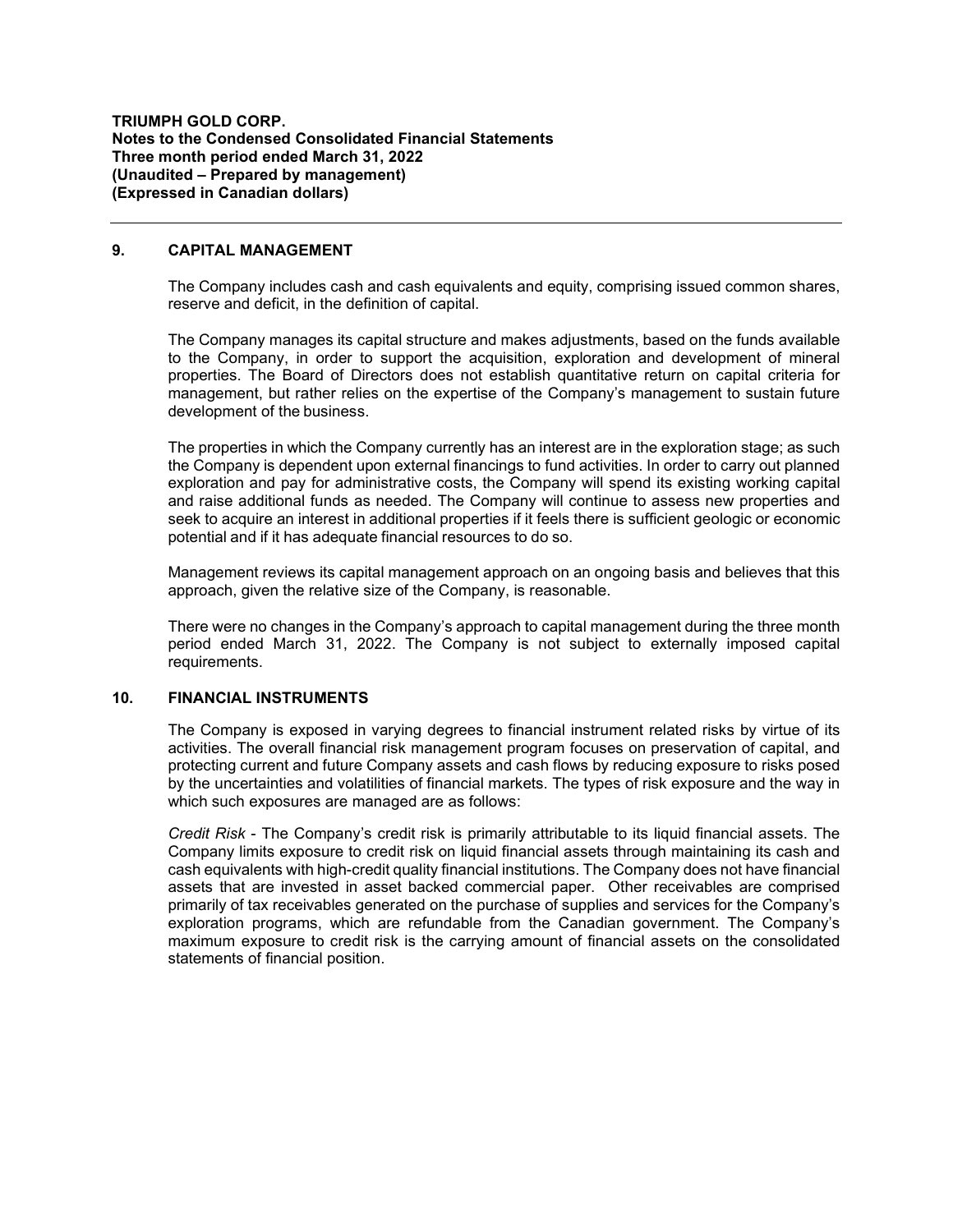## 9. CAPITAL MANAGEMENT

The Company includes cash and cash equivalents and equity, comprising issued common shares, reserve and deficit, in the definition of capital.

The Company manages its capital structure and makes adjustments, based on the funds available to the Company, in order to support the acquisition, exploration and development of mineral properties. The Board of Directors does not establish quantitative return on capital criteria for management, but rather relies on the expertise of the Company's management to sustain future development of the business.

The properties in which the Company currently has an interest are in the exploration stage; as such the Company is dependent upon external financings to fund activities. In order to carry out planned exploration and pay for administrative costs, the Company will spend its existing working capital and raise additional funds as needed. The Company will continue to assess new properties and seek to acquire an interest in additional properties if it feels there is sufficient geologic or economic potential and if it has adequate financial resources to do so.

Management reviews its capital management approach on an ongoing basis and believes that this approach, given the relative size of the Company, is reasonable.

There were no changes in the Company's approach to capital management during the three month period ended March 31, 2022. The Company is not subject to externally imposed capital requirements.

## 10. FINANCIAL INSTRUMENTS

The Company is exposed in varying degrees to financial instrument related risks by virtue of its activities. The overall financial risk management program focuses on preservation of capital, and protecting current and future Company assets and cash flows by reducing exposure to risks posed by the uncertainties and volatilities of financial markets. The types of risk exposure and the way in which such exposures are managed are as follows:

*Credit Risk* - The Company's credit risk is primarily attributable to its liquid financial assets. The Company limits exposure to credit risk on liquid financial assets through maintaining its cash and cash equivalents with high-credit quality financial institutions. The Company does not have financial assets that are invested in asset backed commercial paper. Other receivables are comprised primarily of tax receivables generated on the purchase of supplies and services for the Company's exploration programs, which are refundable from the Canadian government. The Company's maximum exposure to credit risk is the carrying amount of financial assets on the consolidated statements of financial position.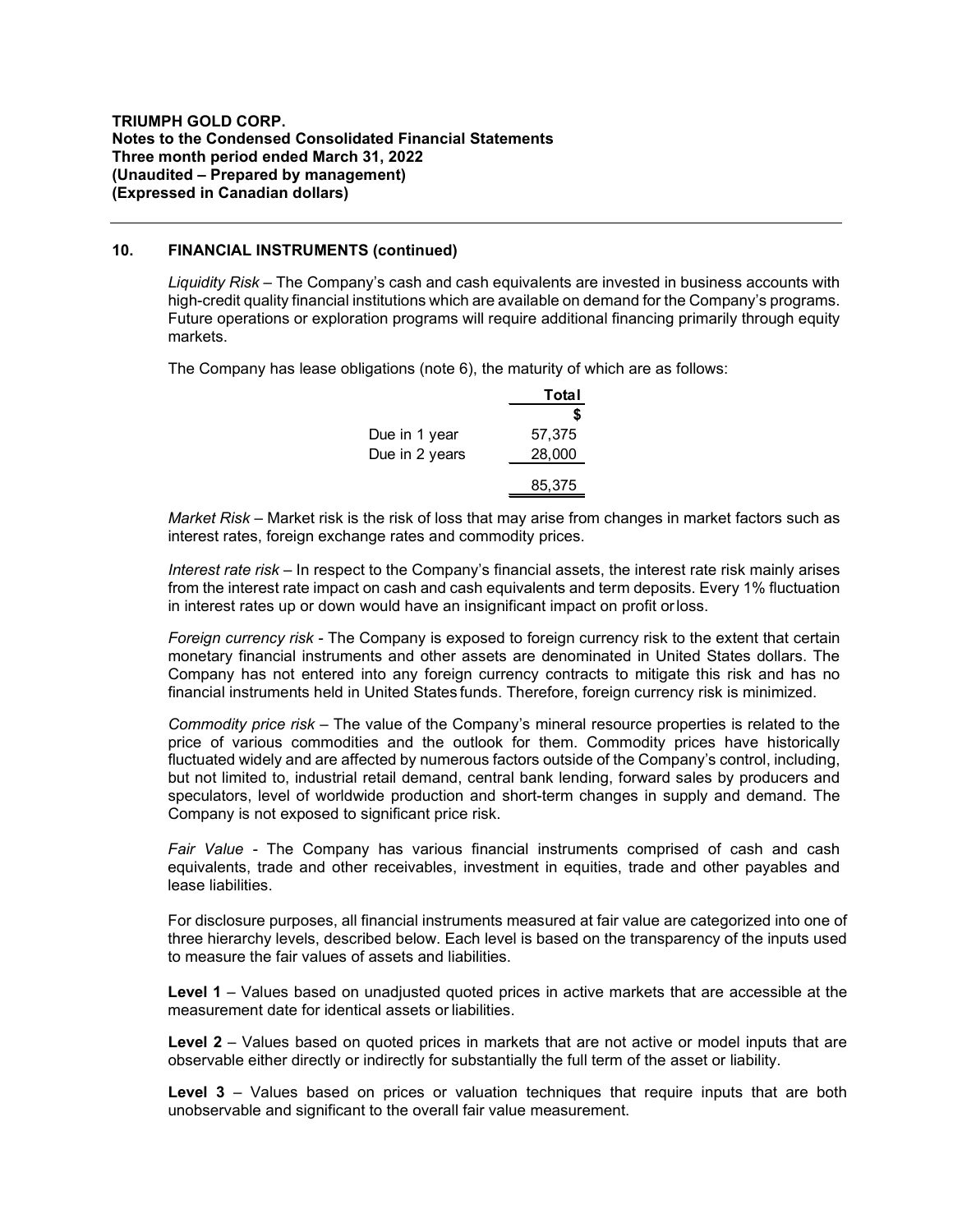## 10. FINANCIAL INSTRUMENTS (continued)

*Liquidity Risk* – The Company's cash and cash equivalents are invested in business accounts with high-credit quality financial institutions which are available on demand for the Company's programs. Future operations or exploration programs will require additional financing primarily through equity markets.

The Company has lease obligations (note 6), the maturity of which are as follows:

| | Total |
|---|---|
| | $ |
| Due in 1 year | 57,375 |
| Due in 2 years | 28,000 |
| | 85,375 |

*Market Risk* – Market risk is the risk of loss that may arise from changes in market factors such as interest rates, foreign exchange rates and commodity prices.

*Interest rate risk* – In respect to the Company's financial assets, the interest rate risk mainly arises from the interest rate impact on cash and cash equivalents and term deposits. Every 1% fluctuation in interest rates up or down would have an insignificant impact on profit or loss.

*Foreign currency risk* - The Company is exposed to foreign currency risk to the extent that certain monetary financial instruments and other assets are denominated in United States dollars. The Company has not entered into any foreign currency contracts to mitigate this risk and has no financial instruments held in United States funds. Therefore, foreign currency risk is minimized.

*Commodity price risk* – The value of the Company's mineral resource properties is related to the price of various commodities and the outlook for them. Commodity prices have historically fluctuated widely and are affected by numerous factors outside of the Company's control, including, but not limited to, industrial retail demand, central bank lending, forward sales by producers and speculators, level of worldwide production and short-term changes in supply and demand. The Company is not exposed to significant price risk.

*Fair Value* - The Company has various financial instruments comprised of cash and cash equivalents, trade and other receivables, investment in equities, trade and other payables and lease liabilities.

For disclosure purposes, all financial instruments measured at fair value are categorized into one of three hierarchy levels, described below. Each level is based on the transparency of the inputs used to measure the fair values of assets and liabilities.

**Level 1** – Values based on unadjusted quoted prices in active markets that are accessible at the measurement date for identical assets or liabilities.

**Level 2** – Values based on quoted prices in markets that are not active or model inputs that are observable either directly or indirectly for substantially the full term of the asset or liability.

**Level 3** – Values based on prices or valuation techniques that require inputs that are both unobservable and significant to the overall fair value measurement.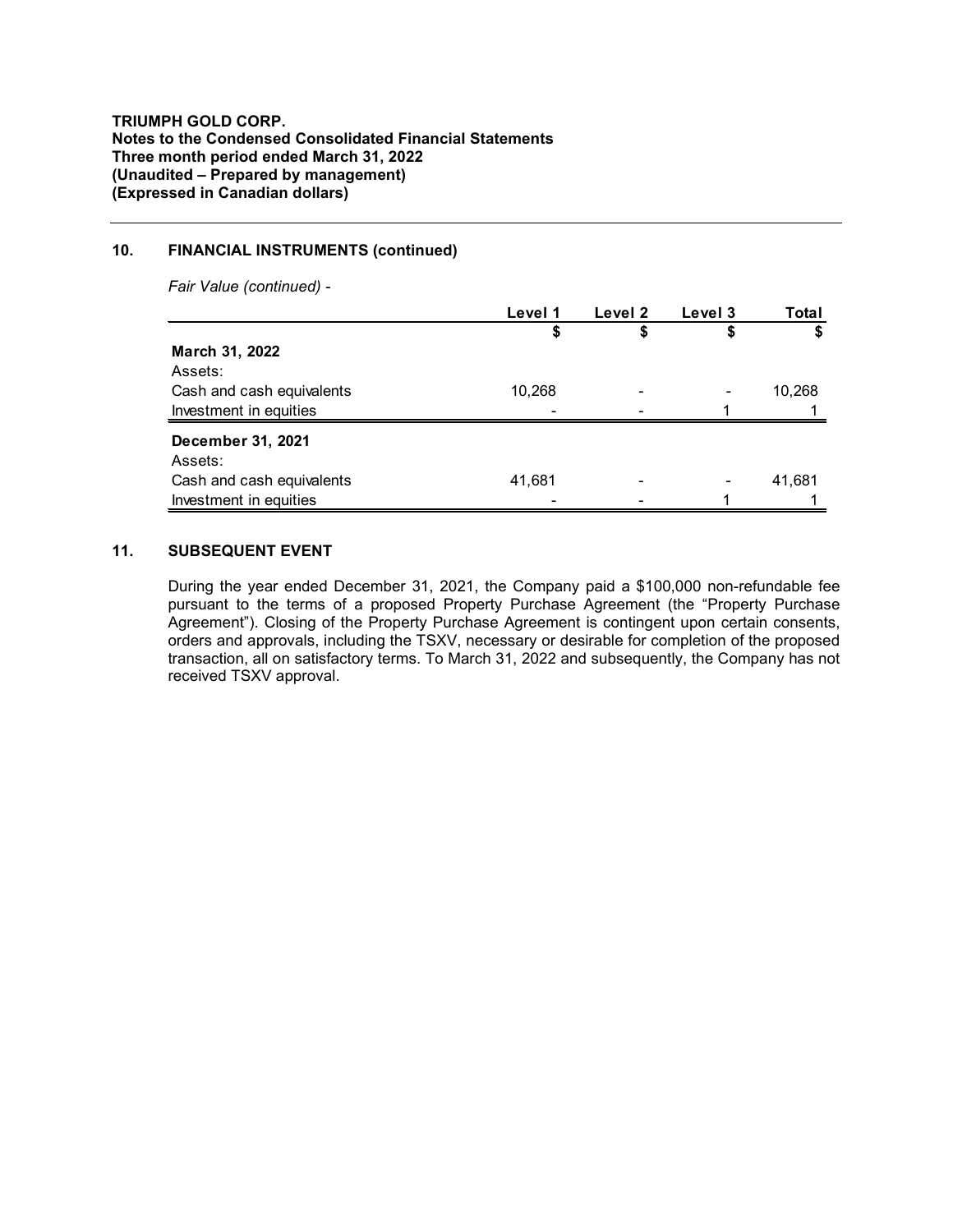## 10. FINANCIAL INSTRUMENTS (continued)

*Fair Value (continued) -*

| | Level 1 | Level 2 | Level 3 | Total |
|---|---|---|---|---|
| | $ | $ | $ | $ |
| **March 31, 2022** | | | | |
| Assets: | | | | |
| Cash and cash equivalents | 10,268 | - | - | 10,268 |
| Investment in equities | - | - | 1 | 1 |
| **December 31, 2021** | | | | |
| Assets: | | | | |
| Cash and cash equivalents | 41,681 | - | - | 41,681 |
| Investment in equities | - | - | 1 | 1 |

## 11. SUBSEQUENT EVENT

During the year ended December 31, 2021, the Company paid a $100,000 non-refundable fee pursuant to the terms of a proposed Property Purchase Agreement (the "Property Purchase Agreement"). Closing of the Property Purchase Agreement is contingent upon certain consents, orders and approvals, including the TSXV, necessary or desirable for completion of the proposed transaction, all on satisfactory terms. To March 31, 2022 and subsequently, the Company has not received TSXV approval.